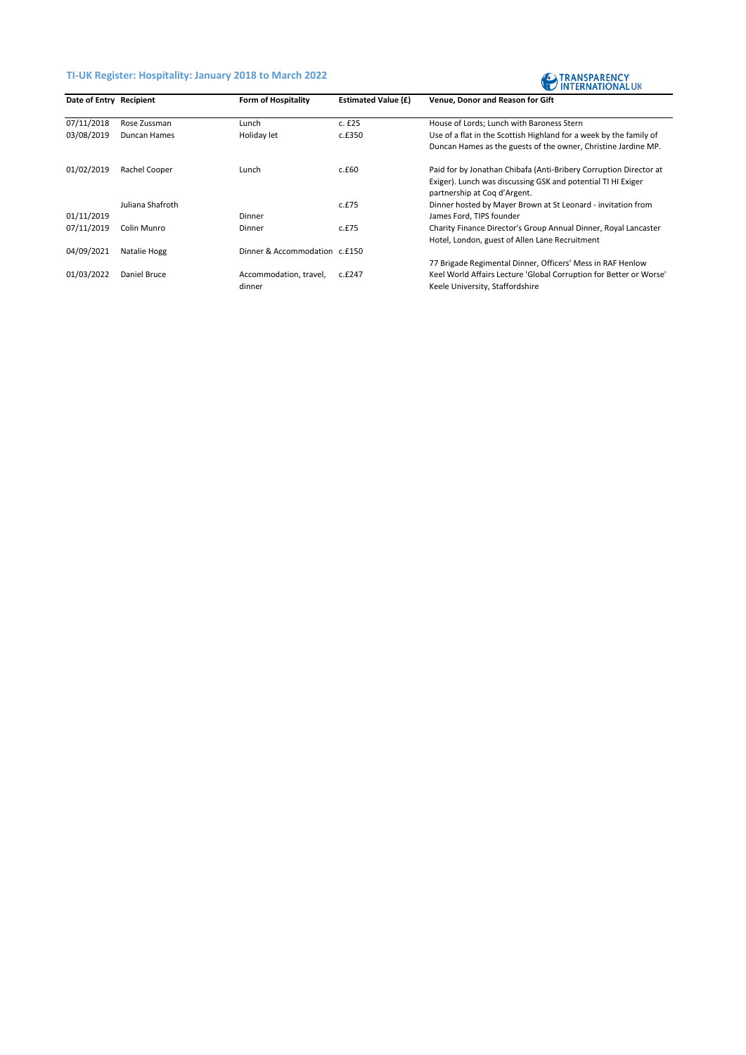## TI-UK Register: Hospitality: January 2018 to March 2022

TRANSPARENCY INTERNATIONAL UK

| Date of Entry | Recipient | Form of Hospitality | Estimated Value (£) | Venue, Donor and Reason for Gift |
|---|---|---|---|---|
| 07/11/2018 | Rose Zussman | Lunch | c. £25 | House of Lords; Lunch with Baroness Stern |
| 03/08/2019 | Duncan Hames | Holiday let | c.£350 | Use of a flat in the Scottish Highland for a week by the family of Duncan Hames as the guests of the owner, Christine Jardine MP. |
| 01/02/2019 | Rachel Cooper | Lunch | c.£60 | Paid for by Jonathan Chibafa (Anti-Bribery Corruption Director at Exiger). Lunch was discussing GSK and potential TI HI Exiger partnership at Coq d'Argent. |
| 01/11/2019 | Juliana Shafroth | Dinner | c.£75 | Dinner hosted by Mayer Brown at St Leonard - invitation from James Ford, TIPS founder |
| 07/11/2019 | Colin Munro | Dinner | c.£75 | Charity Finance Director's Group Annual Dinner, Royal Lancaster Hotel, London, guest of Allen Lane Recruitment |
| 04/09/2021 | Natalie Hogg | Dinner & Accommodation | c.£150 | 77 Brigade Regimental Dinner, Officers' Mess in RAF Henlow |
| 01/03/2022 | Daniel Bruce | Accommodation, travel, dinner | c.£247 | Keel World Affairs Lecture 'Global Corruption for Better or Worse' Keele University, Staffordshire |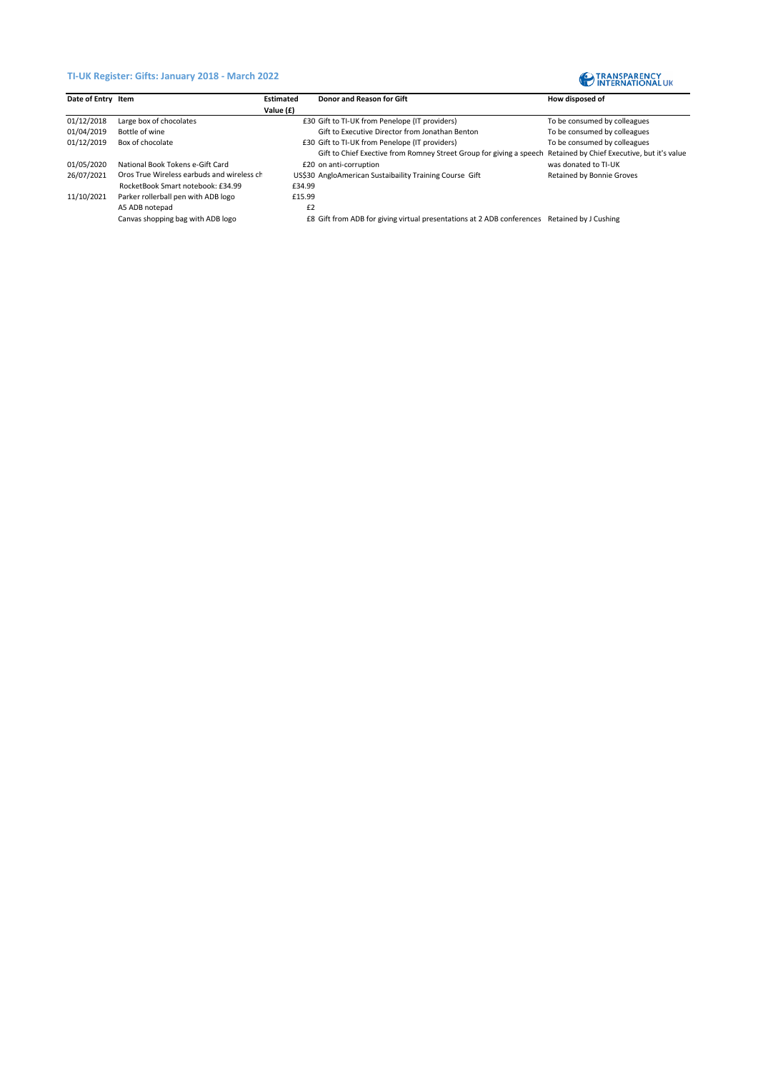## TI-UK Register: Gifts: January 2018 - March 2022

TRANSPARENCY INTERNATIONAL UK

| Date of Entry | Item | Estimated Value (£) | Donor and Reason for Gift | How disposed of |
|---|---|---|---|---|
| 01/12/2018 | Large box of chocolates | £30 | Gift to TI-UK from Penelope (IT providers) | To be consumed by colleagues |
| 01/04/2019 | Bottle of wine | | Gift to Executive Director from Jonathan Benton | To be consumed by colleagues |
| 01/12/2019 | Box of chocolate | £30 | Gift to TI-UK from Penelope (IT providers) | To be consumed by colleagues |
| | | | Gift to Chief Exective from Romney Street Group for giving a speech | Retained by Chief Executive, but it's value |
| 01/05/2020 | National Book Tokens e-Gift Card | £20 | on anti-corruption | was donated to TI-UK |
| 26/07/2021 | Oros True Wireless earbuds and wireless ch | US$30 | AngloAmerican Sustaibaility Training Course Gift | Retained by Bonnie Groves |
| | RocketBook Smart notebook: £34.99 | £34.99 | | |
| 11/10/2021 | Parker rollerball pen with ADB logo | £15.99 | | |
| | A5 ADB notepad | £2 | | |
| | Canvas shopping bag with ADB logo | £8 | Gift from ADB for giving virtual presentations at 2 ADB conferences | Retained by J Cushing |